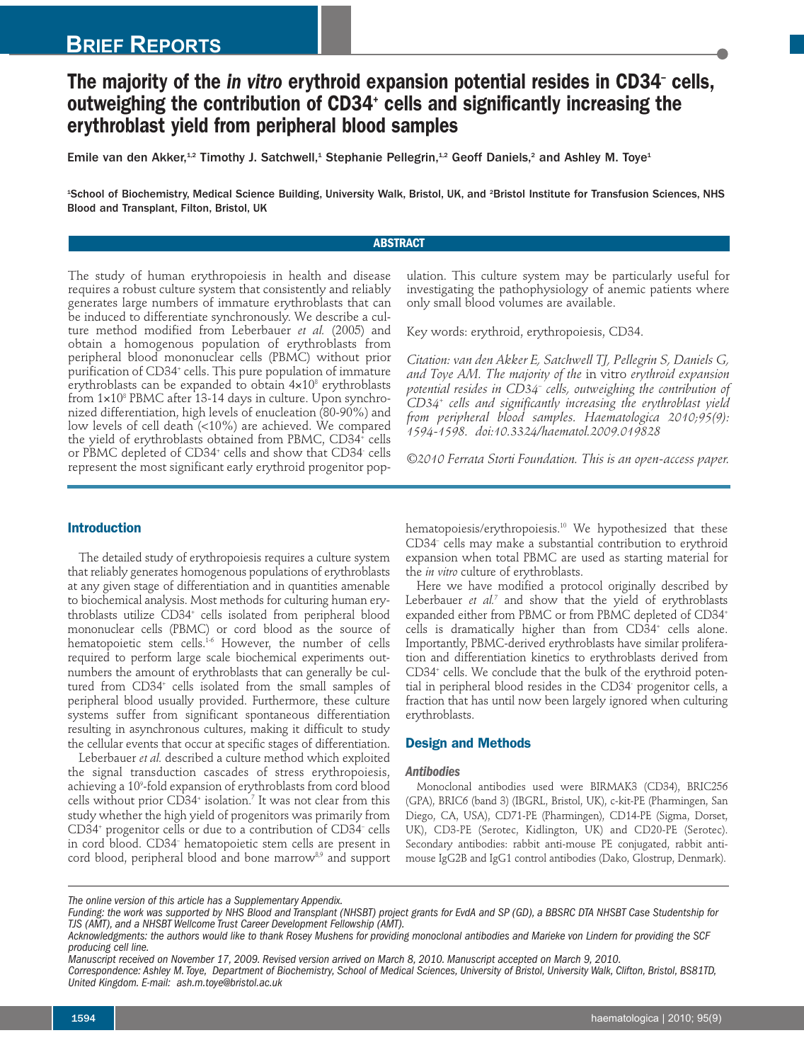BRIEF REPORTS

# The majority of the *in vitro* erythroid expansion potential resides in CD34⁻ cells, outweighing the contribution of CD34⁺ cells and significantly increasing the erythroblast yield from peripheral blood samples

Emile van den Akker,[1,2] Timothy J. Satchwell,[1] Stephanie Pellegrin,[1,2] Geoff Daniels,[2] and Ashley M. Toye[1]

[1]School of Biochemistry, Medical Science Building, University Walk, Bristol, UK, and [2]Bristol Institute for Transfusion Sciences, NHS Blood and Transplant, Filton, Bristol, UK

## ABSTRACT

The study of human erythropoiesis in health and disease requires a robust culture system that consistently and reliably generates large numbers of immature erythroblasts that can be induced to differentiate synchronously. We describe a culture method modified from Leberbauer *et al.* (2005) and obtain a homogenous population of erythroblasts from peripheral blood mononuclear cells (PBMC) without prior purification of $CD34^+$ cells. This pure population of immature erythroblasts can be expanded to obtain $4\times10^8$ erythroblasts from $1\times10^8$ PBMC after 13-14 days in culture. Upon synchronized differentiation, high levels of enucleation (80-90%) and low levels of cell death (<10%) are achieved. We compared the yield of erythroblasts obtained from PBMC, $CD34^+$ cells or PBMC depleted of $CD34^+$ cells and show that $CD34^-$ cells represent the most significant early erythroid progenitor population. This culture system may be particularly useful for investigating the pathophysiology of anemic patients where only small blood volumes are available.

Key words: erythroid, erythropoiesis, CD34.

*Citation: van den Akker E, Satchwell TJ, Pellegrin S, Daniels G, and Toye AM. The majority of the* in vitro *erythroid expansion potential resides in CD34⁻ cells, outweighing the contribution of CD34⁺ cells and significantly increasing the erythroblast yield from peripheral blood samples. Haematologica 2010;95(9): 1594-1598. doi:10.3324/haematol.2009.019828*

*©2010 Ferrata Storti Foundation. This is an open-access paper.*

## Introduction

The detailed study of erythropoiesis requires a culture system that reliably generates homogenous populations of erythroblasts at any given stage of differentiation and in quantities amenable to biochemical analysis. Most methods for culturing human erythroblasts utilize $CD34^+$ cells isolated from peripheral blood mononuclear cells (PBMC) or cord blood as the source of hematopoietic stem cells.[1-6] However, the number of cells required to perform large scale biochemical experiments outnumbers the amount of erythroblasts that can generally be cultured from $CD34^+$ cells isolated from the small samples of peripheral blood usually provided. Furthermore, these culture systems suffer from significant spontaneous differentiation resulting in asynchronous cultures, making it difficult to study the cellular events that occur at specific stages of differentiation.

Leberbauer *et al.* described a culture method which exploited the signal transduction cascades of stress erythropoiesis, achieving a $10^9$-fold expansion of erythroblasts from cord blood cells without prior $CD34^+$ isolation.[7] It was not clear from this study whether the high yield of progenitors was primarily from $CD34^+$ progenitor cells or due to a contribution of $CD34^-$ cells in cord blood. $CD34^-$ hematopoietic stem cells are present in cord blood, peripheral blood and bone marrow[8,9] and support hematopoiesis/erythropoiesis.[10] We hypothesized that these $CD34^-$ cells may make a substantial contribution to erythroid expansion when total PBMC are used as starting material for the *in vitro* culture of erythroblasts.

Here we have modified a protocol originally described by Leberbauer *et al.*[7] and show that the yield of erythroblasts expanded either from PBMC or from PBMC depleted of $CD34^+$ cells is dramatically higher than from $CD34^+$ cells alone. Importantly, PBMC-derived erythroblasts have similar proliferation and differentiation kinetics to erythroblasts derived from $CD34^+$ cells. We conclude that the bulk of the erythroid potential in peripheral blood resides in the $CD34^-$ progenitor cells, a fraction that has until now been largely ignored when culturing erythroblasts.

## Design and Methods

### Antibodies

Monoclonal antibodies used were BIRMAK3 (CD34), BRIC256 (GPA), BRIC6 (band 3) (IBGRL, Bristol, UK), c-kit-PE (Pharmingen, San Diego, CA, USA), CD71-PE (Pharmingen), CD14-PE (Sigma, Dorset, UK), CD3-PE (Serotec, Kidlington, UK) and CD20-PE (Serotec). Secondary antibodies: rabbit anti-mouse PE conjugated, rabbit anti-mouse IgG2B and IgG1 control antibodies (Dako, Glostrup, Denmark).

---

*The online version of this article has a Supplementary Appendix.*
*Funding: the work was supported by NHS Blood and Transplant (NHSBT) project grants for EvdA and SP (GD), a BBSRC DTA NHSBT Case Studentship for TJS (AMT), and a NHSBT Wellcome Trust Career Development Fellowship (AMT).*
*Acknowledgments: the authors would like to thank Rosey Mushens for providing monoclonal antibodies and Marieke von Lindern for providing the SCF producing cell line.*
*Manuscript received on November 17, 2009. Revised version arrived on March 8, 2010. Manuscript accepted on March 9, 2010.*
*Correspondence: Ashley M. Toye, Department of Biochemistry, School of Medical Sciences, University of Bristol, University Walk, Clifton, Bristol, BS81TD, United Kingdom. E-mail: ash.m.toye@bristol.ac.uk*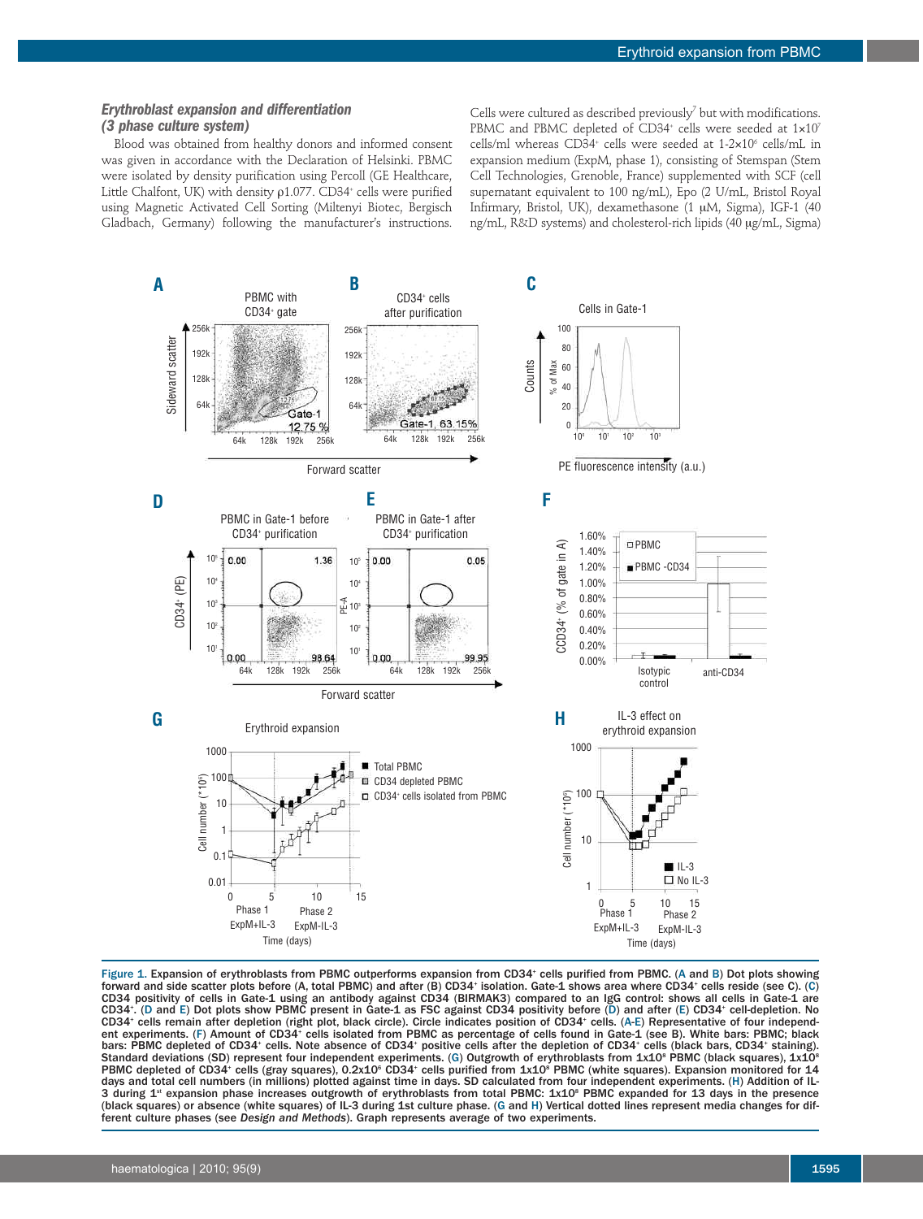### *Erythroblast expansion and differentiation (3 phase culture system)*

Blood was obtained from healthy donors and informed consent was given in accordance with the Declaration of Helsinki. PBMC were isolated by density purification using Percoll (GE Healthcare, Little Chalfont, UK) with density ρ1.077. CD34+ cells were purified using Magnetic Activated Cell Sorting (Miltenyi Biotec, Bergisch Gladbach, Germany) following the manufacturer's instructions. Cells were cultured as described previously[7] but with modifications. PBMC and PBMC depleted of CD34+ cells were seeded at $1\times10^7$ cells/ml whereas CD34+ cells were seeded at $1\text{-}2\times10^6$ cells/mL in expansion medium (ExpM, phase 1), consisting of Stemspan (Stem Cell Technologies, Grenoble, France) supplemented with SCF (cell supernatant equivalent to 100 ng/mL), Epo (2 U/mL, Bristol Royal Infirmary, Bristol, UK), dexamethasone (1 μM, Sigma), IGF-1 (40 ng/mL, R&D systems) and cholesterol-rich lipids (40 μg/mL, Sigma)

**Figure 1. Expansion of erythroblasts from PBMC outperforms expansion from CD34+ cells purified from PBMC. (A and B) Dot plots showing forward and side scatter plots before (A, total PBMC) and after (B) CD34+ isolation. Gate-1 shows area where CD34+ cells reside (see C). (C) CD34 positivity of cells in Gate-1 using an antibody against CD34 (BIRMAK3) compared to an IgG control: shows all cells in Gate-1 are CD34+. (D and E) Dot plots show PBMC present in Gate-1 as FSC against CD34 positivity before (D) and after (E) CD34+ cell-depletion. No CD34+ cells remain after depletion (right plot, black circle). Circle indicates position of CD34+ cells. (A-E) Representative of four independent experiments. (F) Amount of CD34+ cells isolated from PBMC as percentage of cells found in Gate-1 (see B). White bars: PBMC; black bars: PBMC depleted of CD34+ cells. Note absence of CD34+ positive cells after the depletion of CD34+ cells (black bars, CD34+ staining). Standard deviations (SD) represent four independent experiments. (G) Outgrowth of erythroblasts from $1\times10^8$ PBMC (black squares), $1\times10^8$ PBMC depleted of CD34+ cells (gray squares), $0.2\times10^6$ CD34+ cells purified from $1\times10^8$ PBMC (white squares). Expansion monitored for 14 days and total cell numbers (in millions) plotted against time in days. SD calculated from four independent experiments. (H) Addition of IL-3 during 1st expansion phase increases outgrowth of erythroblasts from total PBMC: $1\times10^8$ PBMC expanded for 13 days in the presence (black squares) or absence (white squares) of IL-3 during 1st culture phase. (G and H) Vertical dotted lines represent media changes for different culture phases (see *Design and Methods*). Graph represents average of two experiments.**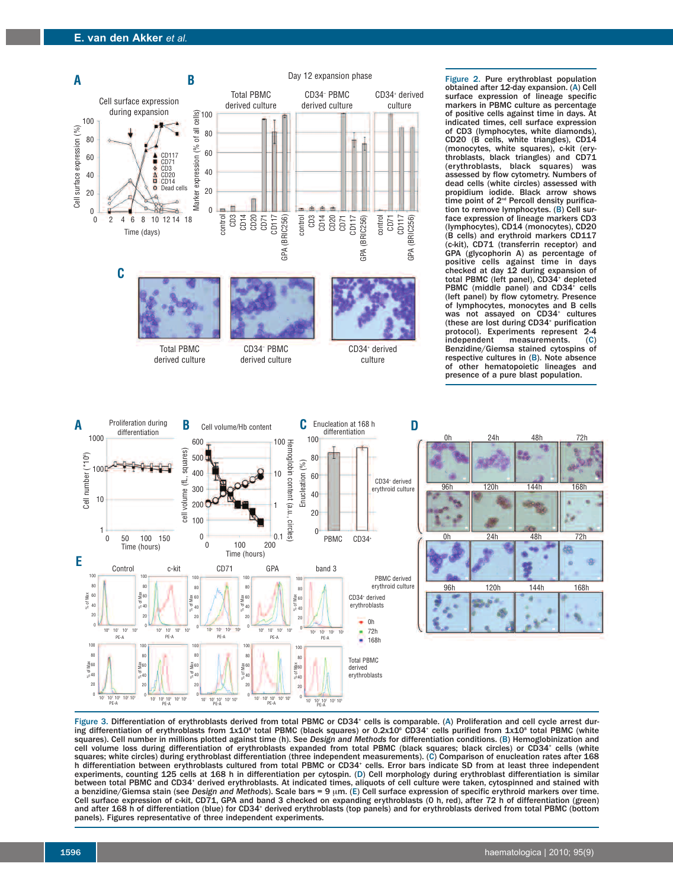**Figure 2.** Pure erythroblast population obtained after 12-day expansion. (A) Cell surface expression of lineage specific markers in PBMC culture as percentage of positive cells against time in days. At indicated times, cell surface expression of CD3 (lymphocytes, white diamonds), CD20 (B cells, white triangles), CD14 (monocytes, white squares), c-kit (erythroblasts, black triangles) and CD71 (erythroblasts, black squares) was assessed by flow cytometry. Numbers of dead cells (white circles) assessed with propidium iodide. Black arrow shows time point of 2[nd] Percoll density purification to remove lymphocytes. (B) Cell surface expression of lineage markers CD3 (lymphocytes), CD14 (monocytes), CD20 (B cells) and erythroid markers CD117 (c-kit), CD71 (transferrin receptor) and GPA (glycophorin A) as percentage of positive cells against time in days checked at day 12 during expansion of total PBMC (left panel), $CD34^+$ depleted PBMC (middle panel) and $CD34^+$ cells (left panel) by flow cytometry. Presence of lymphocytes, monocytes and B cells was not assayed on $CD34^+$ cultures (these are lost during $CD34^+$ purification protocol). Experiments represent 2-4 independent measurements. (C) Benzidine/Giemsa stained cytospins of respective cultures in (B). Note absence of other hematopoietic lineages and presence of a pure blast population.

**Figure 3.** Differentiation of erythroblasts derived from total PBMC or $CD34^+$ cells is comparable. (A) Proliferation and cell cycle arrest during differentiation of erythroblasts from $1x10^8$ total PBMC (black squares) or $0.2x10^6$ $CD34^+$ cells purified from $1x10^8$ total PBMC (white squares). Cell number in millions plotted against time (h). See *Design and Methods* for differentiation conditions. (B) Hemoglobinization and cell volume loss during differentiation of erythroblasts expanded from total PBMC (black squares) or $CD34^+$ cells (white squares; black circles) or $CD34^+$ cells (white squares; white circles) during erythroblast differentiation (three independent measurements). (C) Comparison of enucleation rates after 168 h differentiation between erythroblasts cultured from total PBMC or $CD34^+$ cells. Error bars indicate SD from at least three independent experiments, counting 125 cells at 168 h in differentiation per cytospin. (D) Cell morphology during erythroblast differentiation is similar between total PBMC and $CD34^+$ derived erythroblasts. At indicated times, aliquots of cell culture were taken, cytospinned and stained with a benzidine/Giemsa stain (see *Design and Methods*). Scale bars = 9 μm. (E) Cell surface expression of specific erythroid markers over time. Cell surface expression of c-kit, CD71, GPA and band 3 checked on expanding erythroblasts (0 h, red), after 72 h of differentiation (green) and after 168 h of differentiation (blue) for $CD34^+$ derived erythroblasts (top panels) and for erythroblasts derived from total PBMC (bottom panels). Figures representative of three independent experiments.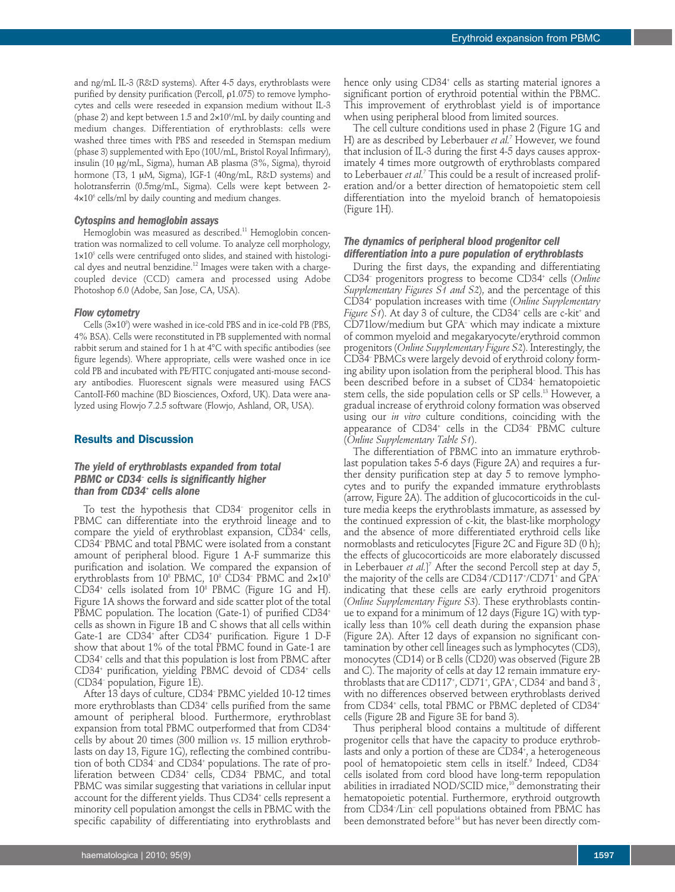and ng/mL IL-3 (R&D systems). After 4-5 days, erythroblasts were purified by density purification (Percoll, ρ1.075) to remove lymphocytes and cells were reseeded in expansion medium without IL-3 (phase 2) and kept between 1.5 and $2\times10^6$/mL by daily counting and medium changes. Differentiation of erythroblasts: cells were washed three times with PBS and reseeded in Stemspan medium (phase 3) supplemented with Epo (10U/mL, Bristol Royal Infirmary), insulin (10 μg/mL, Sigma), human AB plasma (3%, Sigma), thyroid hormone (T3, 1 μM, Sigma), IGF-1 (40ng/mL, R&D systems) and holotransferrin (0.5mg/mL, Sigma). Cells were kept between 2-$4\times10^6$ cells/ml by daily counting and medium changes.

#### Cytospins and hemoglobin assays

Hemoglobin was measured as described.[11] Hemoglobin concentration was normalized to cell volume. To analyze cell morphology, $1\times10^5$ cells were centrifuged onto slides, and stained with histological dyes and neutral benzidine.[12] Images were taken with a charge-coupled device (CCD) camera and processed using Adobe Photoshop 6.0 (Adobe, San Jose, CA, USA).

#### Flow cytometry

Cells ($3\times10^5$) were washed in ice-cold PBS and in ice-cold PB (PBS, 4% BSA). Cells were reconstituted in PB supplemented with normal rabbit serum and stained for 1 h at 4°C with specific antibodies (see figure legends). Where appropriate, cells were washed once in ice cold PB and incubated with PE/FITC conjugated anti-mouse secondary antibodies. Fluorescent signals were measured using FACS CantoII-F60 machine (BD Biosciences, Oxford, UK). Data were analyzed using Flowjo 7.2.5 software (Flowjo, Ashland, OR, USA).

## Results and Discussion

### The yield of erythroblasts expanded from total PBMC or CD34⁻ cells is significantly higher than from CD34⁺ cells alone

To test the hypothesis that $CD34^-$ progenitor cells in PBMC can differentiate into the erythroid lineage and to compare the yield of erythroblast expansion, $CD34^+$ cells, $CD34^-$ PBMC and total PBMC were isolated from a constant amount of peripheral blood. Figure 1 A-F summarize this purification and isolation. We compared the expansion of erythroblasts from $10^8$ PBMC, $10^8$ $CD34^-$ PBMC and $2\times10^5$ $CD34^+$ cells isolated from $10^8$ PBMC (Figure 1G and H). Figure 1A shows the forward and side scatter plot of the total PBMC population. The location (Gate-1) of purified $CD34^+$ cells as shown in Figure 1B and C shows that all cells within Gate-1 are $CD34^+$ after $CD34^+$ purification. Figure 1 D-F show that about 1% of the total PBMC found in Gate-1 are $CD34^+$ cells and that this population is lost from PBMC after $CD34^+$ purification, yielding PBMC devoid of $CD34^+$ cells ($CD34^-$ population, Figure 1E).

After 13 days of culture, $CD34^-$ PBMC yielded 10-12 times more erythroblasts than $CD34^+$ cells purified from the same amount of peripheral blood. Furthermore, erythroblast expansion from total PBMC outperformed that from $CD34^+$ cells by about 20 times (300 million *vs*. 15 million erythroblasts on day 13, Figure 1G), reflecting the combined contribution of both $CD34^-$ and $CD34^+$ populations. The rate of proliferation between $CD34^+$ cells, $CD34^-$ PBMC, and total PBMC was similar suggesting that variations in cellular input account for the different yields. Thus $CD34^+$ cells represent a minority cell population amongst the cells in PBMC with the specific capability of differentiating into erythroblasts and hence only using $CD34^+$ cells as starting material ignores a significant portion of erythroid potential within the PBMC. This improvement of erythroblast yield is of importance when using peripheral blood from limited sources.

The cell culture conditions used in phase 2 (Figure 1G and H) are as described by Leberbauer *et al.*[7] However, we found that inclusion of IL-3 during the first 4-5 days causes approximately 4 times more outgrowth of erythroblasts compared to Leberbauer *et al.*[7] This could be a result of increased proliferation and/or a better direction of hematopoietic stem cell differentiation into the myeloid branch of hematopoiesis (Figure 1H).

### The dynamics of peripheral blood progenitor cell differentiation into a pure population of erythroblasts

During the first days, the expanding and differentiating $CD34^-$ progenitors progress to become $CD34^+$ cells (*Online Supplementary Figures S1 and S2*), and the percentage of this $CD34^+$ population increases with time (*Online Supplementary Figure S1*). At day 3 of culture, the $CD34^+$ cells are c-kit$^+$ and CD71low/medium but GPA$^-$ which may indicate a mixture of common myeloid and megakaryocyte/erythroid common progenitors (*Online Supplementary Figure S2*). Interestingly, the $CD34^-$ PBMCs were largely devoid of erythroid colony forming ability upon isolation from the peripheral blood. This has been described before in a subset of $CD34^-$ hematopoietic stem cells, the side population cells or SP cells.[13] However, a gradual increase of erythroid colony formation was observed using our *in vitro* culture conditions, coinciding with the appearance of $CD34^+$ cells in the $CD34^-$ PBMC culture (*Online Supplementary Table S1*).

The differentiation of PBMC into an immature erythroblast population takes 5-6 days (Figure 2A) and requires a further density purification step at day 5 to remove lymphocytes and to purify the expanded immature erythroblasts (arrow, Figure 2A). The addition of glucocorticoids in the culture media keeps the erythroblasts immature, as assessed by the continued expression of c-kit, the blast-like morphology and the absence of more differentiated erythroid cells like normoblasts and reticulocytes [Figure 2C and Figure 3D (0 h); the effects of glucocorticoids are more elaborately discussed in Leberbauer *et al.*][7] After the second Percoll step at day 5, the majority of the cells are $CD34^-$/$CD117^+$/$CD71^+$ and GPA$^-$ indicating that these cells are early erythroid progenitors (*Online Supplementary Figure S3*). These erythroblasts continue to expand for a minimum of 12 days (Figure 1G) with typically less than 10% cell death during the expansion phase (Figure 2A). After 12 days of expansion no significant contamination by other cell lineages such as lymphocytes (CD3), monocytes (CD14) or B cells (CD20) was observed (Figure 2B and C). The majority of cells at day 12 remain immature erythroblasts that are $CD117^+$, $CD71^+$, GPA$^+$, $CD34^-$ and band $3^-$, with no differences observed between erythroblasts derived from $CD34^+$ cells, total PBMC or PBMC depleted of $CD34^+$ cells (Figure 2B and Figure 3E for band 3).

Thus peripheral blood contains a multitude of different progenitor cells that have the capacity to produce erythroblasts and only a portion of these are $CD34^+$, a heterogeneous pool of hematopoietic stem cells in itself.[9] Indeed, $CD34^-$ cells isolated from cord blood have long-term repopulation abilities in irradiated NOD/SCID mice,[10] demonstrating their hematopoietic potential. Furthermore, erythroid outgrowth from $CD34^-$/Lin$^-$ cell populations obtained from PBMC has been demonstrated before[14] but has never been directly com-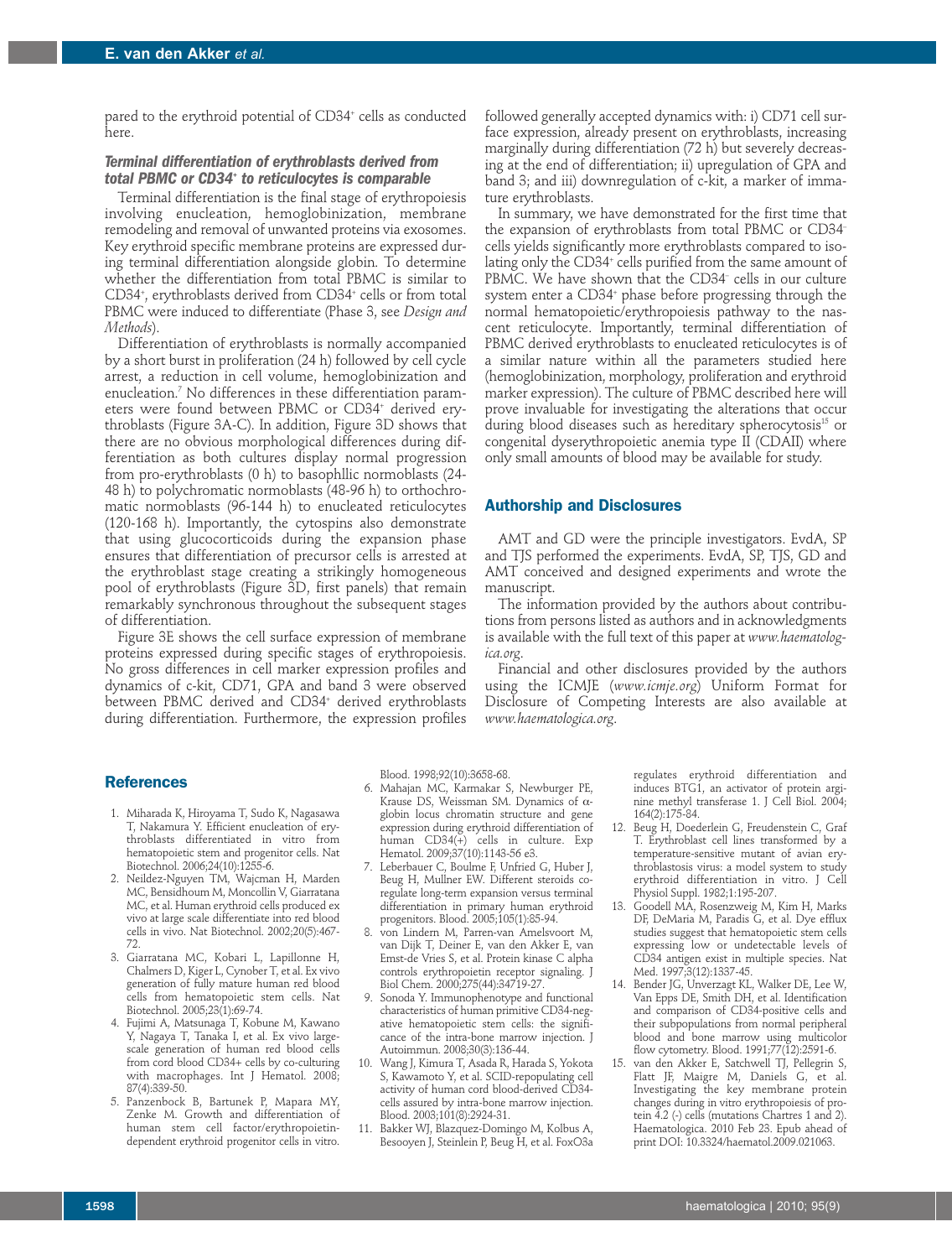pared to the erythroid potential of CD34+ cells as conducted here.

### Terminal differentiation of erythroblasts derived from total PBMC or CD34+ to reticulocytes is comparable

Terminal differentiation is the final stage of erythropoiesis involving enucleation, hemoglobinization, membrane remodeling and removal of unwanted proteins via exosomes. Key erythroid specific membrane proteins are expressed during terminal differentiation alongside globin. To determine whether the differentiation from total PBMC is similar to CD34+, erythroblasts derived from CD34+ cells or from total PBMC were induced to differentiate (Phase 3, see *Design and Methods*).

Differentiation of erythroblasts is normally accompanied by a short burst in proliferation (24 h) followed by cell cycle arrest, a reduction in cell volume, hemoglobinization and enucleation.[7] No differences in these differentiation parameters were found between PBMC or CD34+ derived erythroblasts (Figure 3A-C). In addition, Figure 3D shows that there are no obvious morphological differences during differentiation as both cultures display normal progression from pro-erythroblasts (0 h) to basophllic normoblasts (24-48 h) to polychromatic normoblasts (48-96 h) to orthochromatic normoblasts (96-144 h) to enucleated reticulocytes (120-168 h). Importantly, the cytospins also demonstrate that using glucocorticoids during the expansion phase ensures that differentiation of precursor cells is arrested at the erythroblast stage creating a strikingly homogeneous pool of erythroblasts (Figure 3D, first panels) that remain remarkably synchronous throughout the subsequent stages of differentiation.

Figure 3E shows the cell surface expression of membrane proteins expressed during specific stages of erythropoiesis. No gross differences in cell marker expression profiles and dynamics of c-kit, CD71, GPA and band 3 were observed between PBMC derived and CD34+ derived erythroblasts during differentiation. Furthermore, the expression profiles followed generally accepted dynamics with: i) CD71 cell surface expression, already present on erythroblasts, increasing marginally during differentiation (72 h) but severely decreasing at the end of differentiation; ii) upregulation of GPA and band 3; and iii) downregulation of c-kit, a marker of immature erythroblasts.

In summary, we have demonstrated for the first time that the expansion of erythroblasts from total PBMC or CD34− cells yields significantly more erythroblasts compared to isolating only the CD34+ cells purified from the same amount of PBMC. We have shown that the CD34− cells in our culture system enter a CD34+ phase before progressing through the normal hematopoietic/erythropoiesis pathway to the nascent reticulocyte. Importantly, terminal differentiation of PBMC derived erythroblasts to enucleated reticulocytes is of a similar nature within all the parameters studied here (hemoglobinization, morphology, proliferation and erythroid marker expression). The culture of PBMC described here will prove invaluable for investigating the alterations that occur during blood diseases such as hereditary spherocytosis[15] or congenital dyserythropoietic anemia type II (CDAII) where only small amounts of blood may be available for study.

## Authorship and Disclosures

AMT and GD were the principle investigators. EvdA, SP and TJS performed the experiments. EvdA, SP, TJS, GD and AMT conceived and designed experiments and wrote the manuscript.

The information provided by the authors about contributions from persons listed as authors and in acknowledgments is available with the full text of this paper at *www.haematologica.org*.

Financial and other disclosures provided by the authors using the ICMJE (*www.icmje.org*) Uniform Format for Disclosure of Competing Interests are also available at *www.haematologica.org*.

## References

1. Miharada K, Hiroyama T, Sudo K, Nagasawa T, Nakamura Y. Efficient enucleation of erythroblasts differentiated in vitro from hematopoietic stem and progenitor cells. Nat Biotechnol. 2006;24(10):1255-6.
2. Neildez-Nguyen TM, Wajcman H, Marden MC, Bensidhoum M, Moncollin V, Giarratana MC, et al. Human erythroid cells produced ex vivo at large scale differentiate into red blood cells in vivo. Nat Biotechnol. 2002;20(5):467-72.
3. Giarratana MC, Kobari L, Lapillonne H, Chalmers D, Kiger L, Cynober T, et al. Ex vivo generation of fully mature human red blood cells from hematopoietic stem cells. Nat Biotechnol. 2005;23(1):69-74.
4. Fujimi A, Matsunaga T, Kobune M, Kawano Y, Nagaya T, Tanaka I, et al. Ex vivo large-scale generation of human red blood cells from cord blood CD34+ cells by co-culturing with macrophages. Int J Hematol. 2008; 87(4):339-50.
5. Panzenbock B, Bartunek P, Mapara MY, Zenke M. Growth and differentiation of human stem cell factor/erythropoietin-dependent erythroid progenitor cells in vitro. Blood. 1998;92(10):3658-68.
6. Mahajan MC, Karmakar S, Newburger PE, Krause DS, Weissman SM. Dynamics of α-globin locus chromatin structure and gene expression during erythroid differentiation of human CD34(+) cells in culture. Exp Hematol. 2009;37(10):1143-56 e3.
7. Leberbauer C, Boulme F, Unfried G, Huber J, Beug H, Mullner EW. Different steroids co-regulate long-term expansion versus terminal differentiation in primary human erythroid progenitors. Blood. 2005;105(1):85-94.
8. von Lindern M, Parren-van Amelsvoort M, van Dijk T, Deiner E, van den Akker E, van Emst-de Vries S, et al. Protein kinase C alpha controls erythropoietin receptor signaling. J Biol Chem. 2000;275(44):34719-27.
9. Sonoda Y. Immunophenotype and functional characteristics of human primitive CD34-negative hematopoietic stem cells: the significance of the intra-bone marrow injection. J Autoimmun. 2008;30(3):136-44.
10. Wang J, Kimura T, Asada R, Harada S, Yokota S, Kawamoto Y, et al. SCID-repopulating cell activity of human cord blood-derived CD34- cells assured by intra-bone marrow injection. Blood. 2003;101(8):2924-31.
11. Bakker WJ, Blazquez-Domingo M, Kolbus A, Besooyen J, Steinlein P, Beug H, et al. FoxO3a regulates erythroid differentiation and induces BTG1, an activator of protein arginine methyl transferase 1. J Cell Biol. 2004; 164(2):175-84.
12. Beug H, Doederlein G, Freudenstein C, Graf T. Erythroblast cell lines transformed by a temperature-sensitive mutant of avian erythroblastosis virus: a model system to study erythroid differentiation in vitro. J Cell Physiol Suppl. 1982;1:195-207.
13. Goodell MA, Rosenzweig M, Kim H, Marks DF, DeMaria M, Paradis G, et al. Dye efflux studies suggest that hematopoietic stem cells expressing low or undetectable levels of CD34 antigen exist in multiple species. Nat Med. 1997;3(12):1337-45.
14. Bender JG, Unverzagt KL, Walker DE, Lee W, Van Epps DE, Smith DH, et al. Identification and comparison of CD34-positive cells and their subpopulations from normal peripheral blood and bone marrow using multicolor flow cytometry. Blood. 1991;77(12):2591-6.
15. van den Akker E, Satchwell TJ, Pellegrin S, Flatt JF, Maigre M, Daniels G, et al. Investigating the key membrane protein changes during in vitro erythropoiesis of protein 4.2 (-) cells (mutations Chartres 1 and 2). Haematologica. 2010 Feb 23. Epub ahead of print DOI: 10.3324/haematol.2009.021063.